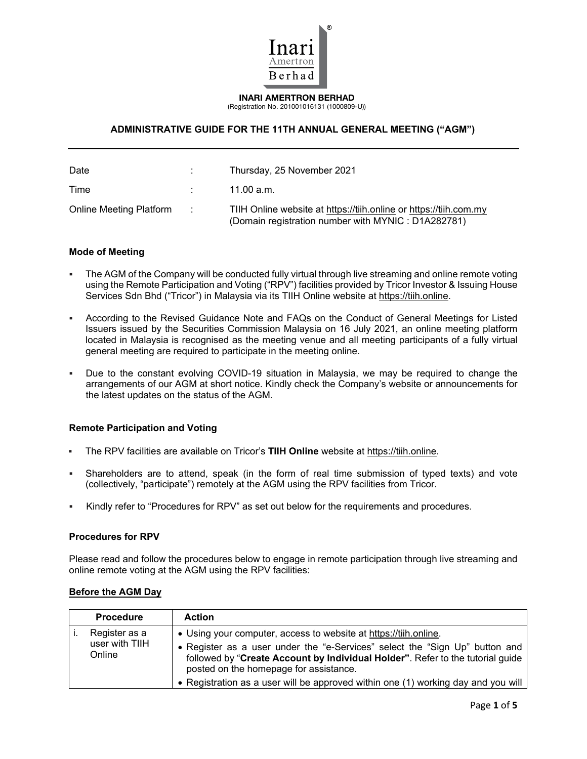**INARI AMERTRON BERHAD**
(Registration No. 201001016131 (1000809-U))

## ADMINISTRATIVE GUIDE FOR THE 11TH ANNUAL GENERAL MEETING ("AGM")

| | | |
|---|---|---|
| Date | : | Thursday, 25 November 2021 |
| Time | : | 11.00 a.m. |
| Online Meeting Platform | : | TIIH Online website at https://tiih.online or https://tiih.com.my (Domain registration number with MYNIC : D1A282781) |

### Mode of Meeting

- The AGM of the Company will be conducted fully virtual through live streaming and online remote voting using the Remote Participation and Voting ("RPV") facilities provided by Tricor Investor & Issuing House Services Sdn Bhd ("Tricor") in Malaysia via its TIIH Online website at https://tiih.online.
- According to the Revised Guidance Note and FAQs on the Conduct of General Meetings for Listed Issuers issued by the Securities Commission Malaysia on 16 July 2021, an online meeting platform located in Malaysia is recognised as the meeting venue and all meeting participants of a fully virtual general meeting are required to participate in the meeting online.
- Due to the constant evolving COVID-19 situation in Malaysia, we may be required to change the arrangements of our AGM at short notice. Kindly check the Company's website or announcements for the latest updates on the status of the AGM.

### Remote Participation and Voting

- The RPV facilities are available on Tricor's **TIIH Online** website at https://tiih.online.
- Shareholders are to attend, speak (in the form of real time submission of typed texts) and vote (collectively, "participate") remotely at the AGM using the RPV facilities from Tricor.
- Kindly refer to "Procedures for RPV" as set out below for the requirements and procedures.

### Procedures for RPV

Please read and follow the procedures below to engage in remote participation through live streaming and online remote voting at the AGM using the RPV facilities:

**<u>Before the AGM Day</u>**

| | Procedure | Action |
|---|---|---|
| i. | Register as a user with TIIH Online | • Using your computer, access to website at https://tiih.online.<br>• Register as a user under the "e-Services" select the "Sign Up" button and followed by "**Create Account by Individual Holder"**. Refer to the tutorial guide posted on the homepage for assistance.<br>• Registration as a user will be approved within one (1) working day and you will |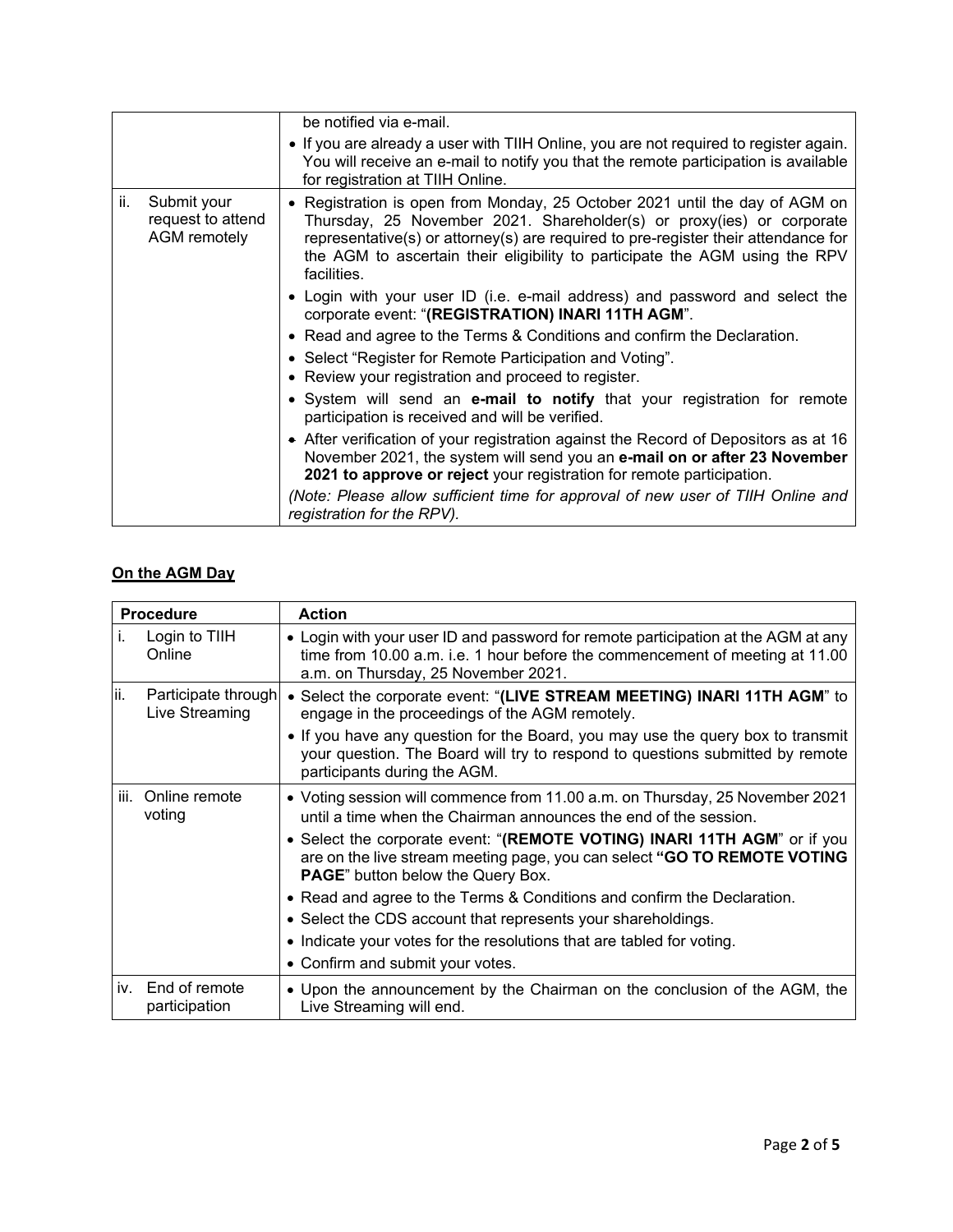|  |  |
| --- | --- |
|  | be notified via e-mail.<br>• If you are already a user with TIIH Online, you are not required to register again. You will receive an e-mail to notify you that the remote participation is available for registration at TIIH Online. |
| ii. Submit your request to attend AGM remotely | • Registration is open from Monday, 25 October 2021 until the day of AGM on Thursday, 25 November 2021. Shareholder(s) or proxy(ies) or corporate representative(s) or attorney(s) are required to pre-register their attendance for the AGM to ascertain their eligibility to participate the AGM using the RPV facilities.<br>• Login with your user ID (i.e. e-mail address) and password and select the corporate event: "**(REGISTRATION) INARI 11TH AGM**".<br>• Read and agree to the Terms & Conditions and confirm the Declaration.<br>• Select "Register for Remote Participation and Voting".<br>• Review your registration and proceed to register.<br>• System will send an **e-mail to notify** that your registration for remote participation is received and will be verified.<br>• After verification of your registration against the Record of Depositors as at 16 November 2021, the system will send you an **e-mail on or after 23 November 2021 to approve or reject** your registration for remote participation.<br>*(Note: Please allow sufficient time for approval of new user of TIIH Online and registration for the RPV).* |

**On the AGM Day**

| Procedure | Action |
| --- | --- |
| i. Login to TIIH Online | • Login with your user ID and password for remote participation at the AGM at any time from 10.00 a.m. i.e. 1 hour before the commencement of meeting at 11.00 a.m. on Thursday, 25 November 2021. |
| ii. Participate through Live Streaming | • Select the corporate event: "**(LIVE STREAM MEETING) INARI 11TH AGM**" to engage in the proceedings of the AGM remotely.<br>• If you have any question for the Board, you may use the query box to transmit your question. The Board will try to respond to questions submitted by remote participants during the AGM. |
| iii. Online remote voting | • Voting session will commence from 11.00 a.m. on Thursday, 25 November 2021 until a time when the Chairman announces the end of the session.<br>• Select the corporate event: "**(REMOTE VOTING) INARI 11TH AGM**" or if you are on the live stream meeting page, you can select **"GO TO REMOTE VOTING PAGE**" button below the Query Box.<br>• Read and agree to the Terms & Conditions and confirm the Declaration.<br>• Select the CDS account that represents your shareholdings.<br>• Indicate your votes for the resolutions that are tabled for voting.<br>• Confirm and submit your votes. |
| iv. End of remote participation | • Upon the announcement by the Chairman on the conclusion of the AGM, the Live Streaming will end. |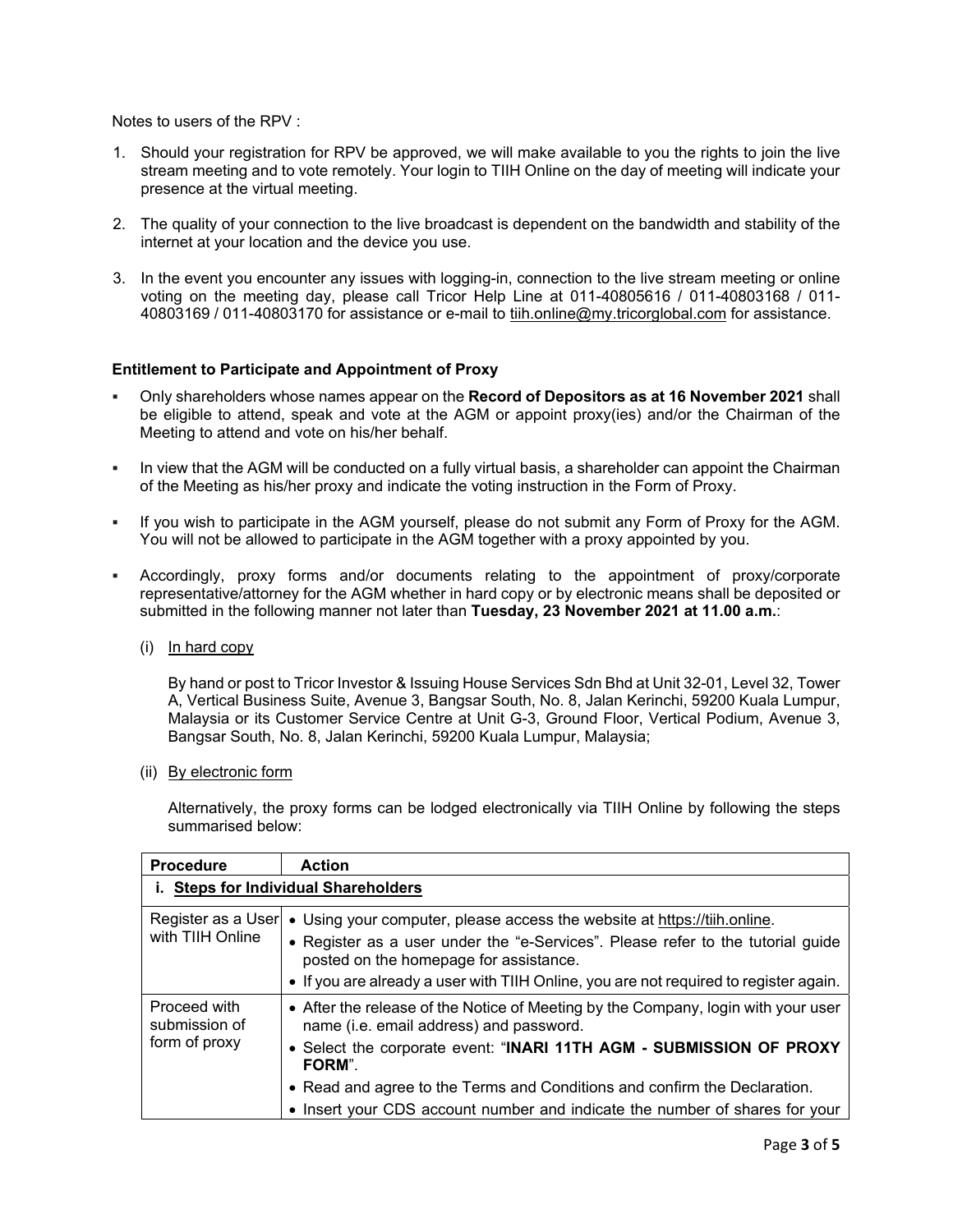Notes to users of the RPV :

1. Should your registration for RPV be approved, we will make available to you the rights to join the live stream meeting and to vote remotely. Your login to TIIH Online on the day of meeting will indicate your presence at the virtual meeting.

2. The quality of your connection to the live broadcast is dependent on the bandwidth and stability of the internet at your location and the device you use.

3. In the event you encounter any issues with logging-in, connection to the live stream meeting or online voting on the meeting day, please call Tricor Help Line at 011-40805616 / 011-40803168 / 011-40803169 / 011-40803170 for assistance or e-mail to tiih.online@my.tricorglobal.com for assistance.

**Entitlement to Participate and Appointment of Proxy**

- Only shareholders whose names appear on the **Record of Depositors as at 16 November 2021** shall be eligible to attend, speak and vote at the AGM or appoint proxy(ies) and/or the Chairman of the Meeting to attend and vote on his/her behalf.

- In view that the AGM will be conducted on a fully virtual basis, a shareholder can appoint the Chairman of the Meeting as his/her proxy and indicate the voting instruction in the Form of Proxy.

- If you wish to participate in the AGM yourself, please do not submit any Form of Proxy for the AGM. You will not be allowed to participate in the AGM together with a proxy appointed by you.

- Accordingly, proxy forms and/or documents relating to the appointment of proxy/corporate representative/attorney for the AGM whether in hard copy or by electronic means shall be deposited or submitted in the following manner not later than **Tuesday, 23 November 2021 at 11.00 a.m.**:

  (i) In hard copy

  By hand or post to Tricor Investor & Issuing House Services Sdn Bhd at Unit 32-01, Level 32, Tower A, Vertical Business Suite, Avenue 3, Bangsar South, No. 8, Jalan Kerinchi, 59200 Kuala Lumpur, Malaysia or its Customer Service Centre at Unit G-3, Ground Floor, Vertical Podium, Avenue 3, Bangsar South, No. 8, Jalan Kerinchi, 59200 Kuala Lumpur, Malaysia;

  (ii) By electronic form

  Alternatively, the proxy forms can be lodged electronically via TIIH Online by following the steps summarised below:

| Procedure | Action |
|---|---|
| **i. Steps for Individual Shareholders** | |
| Register as a User with TIIH Online | • Using your computer, please access the website at https://tiih.online.<br>• Register as a user under the "e-Services". Please refer to the tutorial guide posted on the homepage for assistance.<br>• If you are already a user with TIIH Online, you are not required to register again. |
| Proceed with submission of form of proxy | • After the release of the Notice of Meeting by the Company, login with your user name (i.e. email address) and password.<br>• Select the corporate event: "**INARI 11TH AGM - SUBMISSION OF PROXY FORM**".<br>• Read and agree to the Terms and Conditions and confirm the Declaration.<br>• Insert your CDS account number and indicate the number of shares for your |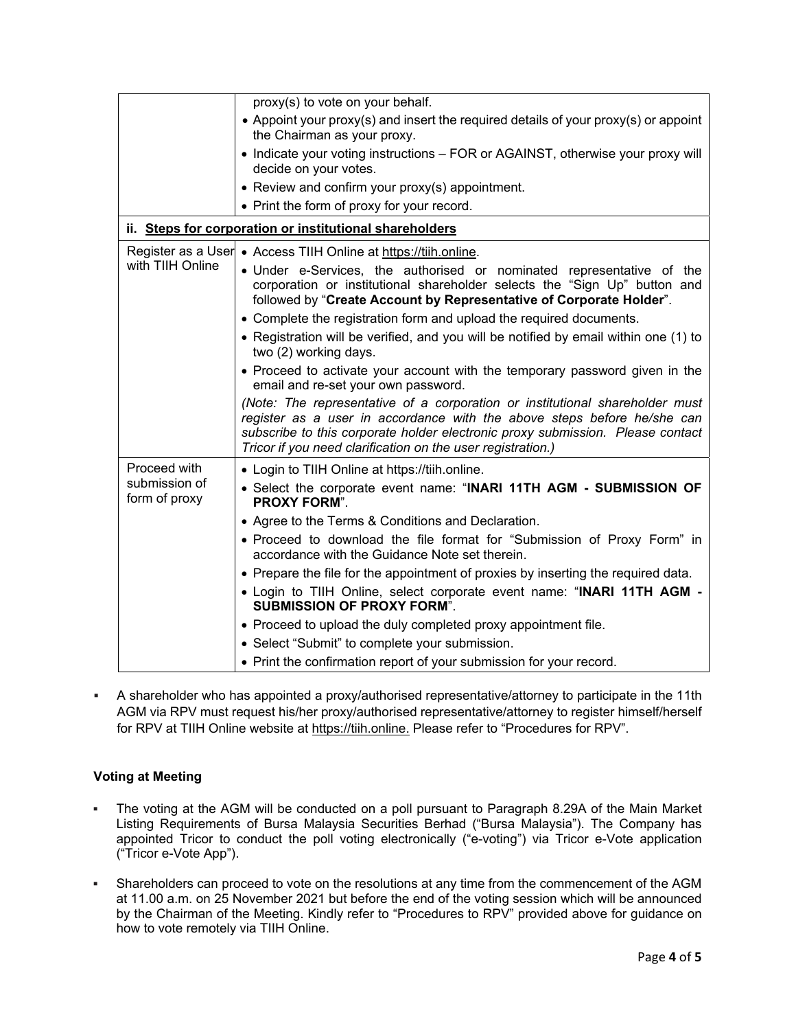| | |
|---|---|
| | proxy(s) to vote on your behalf.<br>• Appoint your proxy(s) and insert the required details of your proxy(s) or appoint the Chairman as your proxy.<br>• Indicate your voting instructions – FOR or AGAINST, otherwise your proxy will decide on your votes.<br>• Review and confirm your proxy(s) appointment.<br>• Print the form of proxy for your record. |
| **ii. Steps for corporation or institutional shareholders** | |
| Register as a User with TIIH Online | • Access TIIH Online at https://tiih.online.<br>• Under e-Services, the authorised or nominated representative of the corporation or institutional shareholder selects the "Sign Up" button and followed by "**Create Account by Representative of Corporate Holder**".<br>• Complete the registration form and upload the required documents.<br>• Registration will be verified, and you will be notified by email within one (1) to two (2) working days.<br>• Proceed to activate your account with the temporary password given in the email and re-set your own password.<br>*(Note: The representative of a corporation or institutional shareholder must register as a user in accordance with the above steps before he/she can subscribe to this corporate holder electronic proxy submission. Please contact Tricor if you need clarification on the user registration.)* |
| Proceed with submission of form of proxy | • Login to TIIH Online at https://tiih.online.<br>• Select the corporate event name: "**INARI 11TH AGM - SUBMISSION OF PROXY FORM**".<br>• Agree to the Terms & Conditions and Declaration.<br>• Proceed to download the file format for "Submission of Proxy Form" in accordance with the Guidance Note set therein.<br>• Prepare the file for the appointment of proxies by inserting the required data.<br>• Login to TIIH Online, select corporate event name: "**INARI 11TH AGM - SUBMISSION OF PROXY FORM**".<br>• Proceed to upload the duly completed proxy appointment file.<br>• Select "Submit" to complete your submission.<br>• Print the confirmation report of your submission for your record. |

- A shareholder who has appointed a proxy/authorised representative/attorney to participate in the 11th AGM via RPV must request his/her proxy/authorised representative/attorney to register himself/herself for RPV at TIIH Online website at https://tiih.online. Please refer to "Procedures for RPV".

**Voting at Meeting**

- The voting at the AGM will be conducted on a poll pursuant to Paragraph 8.29A of the Main Market Listing Requirements of Bursa Malaysia Securities Berhad ("Bursa Malaysia"). The Company has appointed Tricor to conduct the poll voting electronically ("e-voting") via Tricor e-Vote application ("Tricor e-Vote App").

- Shareholders can proceed to vote on the resolutions at any time from the commencement of the AGM at 11.00 a.m. on 25 November 2021 but before the end of the voting session which will be announced by the Chairman of the Meeting. Kindly refer to "Procedures to RPV" provided above for guidance on how to vote remotely via TIIH Online.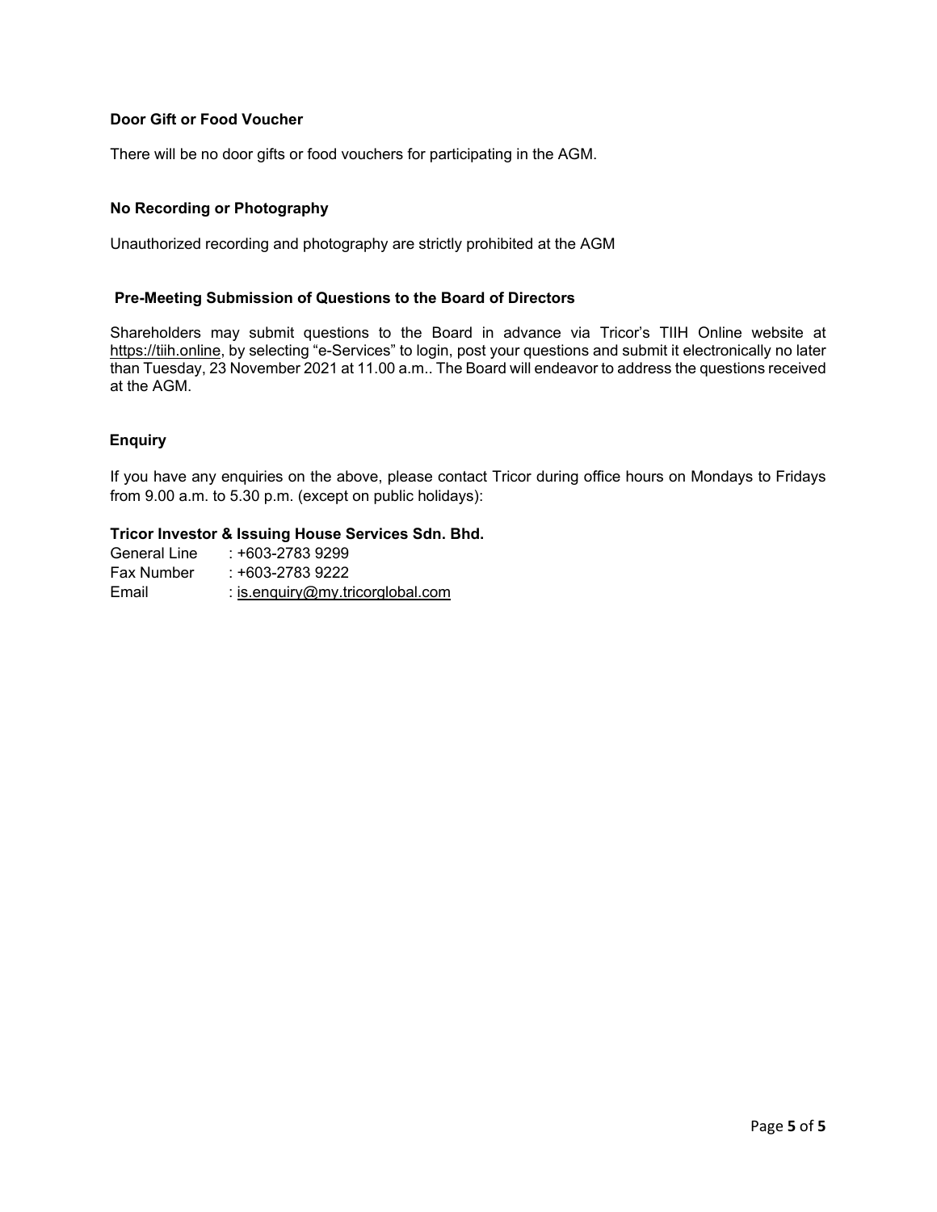**Door Gift or Food Voucher**

There will be no door gifts or food vouchers for participating in the AGM.

**No Recording or Photography**

Unauthorized recording and photography are strictly prohibited at the AGM

**Pre-Meeting Submission of Questions to the Board of Directors**

Shareholders may submit questions to the Board in advance via Tricor's TIIH Online website at https://tiih.online, by selecting "e-Services" to login, post your questions and submit it electronically no later than Tuesday, 23 November 2021 at 11.00 a.m.. The Board will endeavor to address the questions received at the AGM.

**Enquiry**

If you have any enquiries on the above, please contact Tricor during office hours on Mondays to Fridays from 9.00 a.m. to 5.30 p.m. (except on public holidays):

**Tricor Investor & Issuing House Services Sdn. Bhd.**

General Line : +603-2783 9299
Fax Number : +603-2783 9222
Email : is.enquiry@my.tricorglobal.com